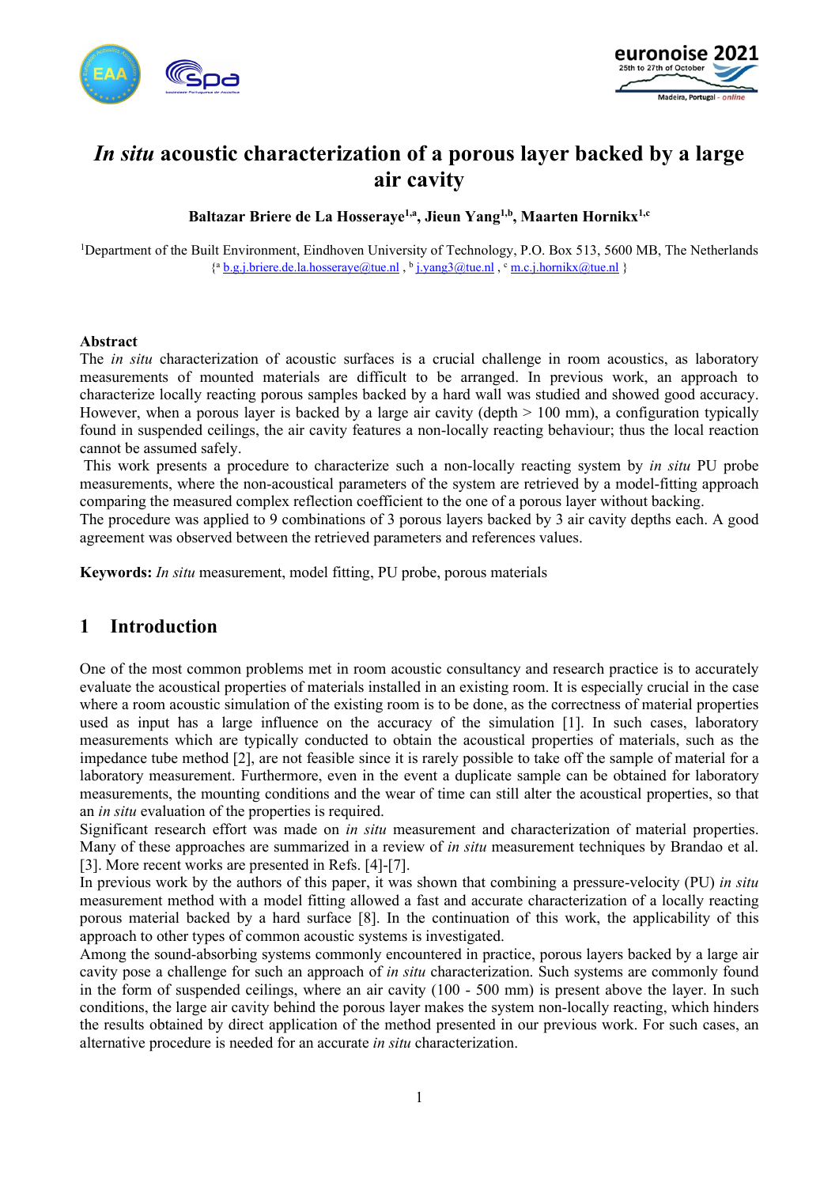# *In situ* acoustic characterization of a porous layer backed by a large air cavity

**Baltazar Briere de La Hosseraye[1,a], Jieun Yang[1,b], Maarten Hornikx[1,c]**

[1]Department of the Built Environment, Eindhoven University of Technology, P.O. Box 513, 5600 MB, The Netherlands
{[a] b.g.j.briere.de.la.hosseraye@tue.nl , [b] j.yang3@tue.nl , [c] m.c.j.hornikx@tue.nl }

## Abstract

The *in situ* characterization of acoustic surfaces is a crucial challenge in room acoustics, as laboratory measurements of mounted materials are difficult to be arranged. In previous work, an approach to characterize locally reacting porous samples backed by a hard wall was studied and showed good accuracy. However, when a porous layer is backed by a large air cavity (depth > 100 mm), a configuration typically found in suspended ceilings, the air cavity features a non-locally reacting behaviour; thus the local reaction cannot be assumed safely.

This work presents a procedure to characterize such a non-locally reacting system by *in situ* PU probe measurements, where the non-acoustical parameters of the system are retrieved by a model-fitting approach comparing the measured complex reflection coefficient to the one of a porous layer without backing.

The procedure was applied to 9 combinations of 3 porous layers backed by 3 air cavity depths each. A good agreement was observed between the retrieved parameters and references values.

**Keywords:** *In situ* measurement, model fitting, PU probe, porous materials

## 1 Introduction

One of the most common problems met in room acoustic consultancy and research practice is to accurately evaluate the acoustical properties of materials installed in an existing room. It is especially crucial in the case where a room acoustic simulation of the existing room is to be done, as the correctness of material properties used as input has a large influence on the accuracy of the simulation [1]. In such cases, laboratory measurements which are typically conducted to obtain the acoustical properties of materials, such as the impedance tube method [2], are not feasible since it is rarely possible to take off the sample of material for a laboratory measurement. Furthermore, even in the event a duplicate sample can be obtained for laboratory measurements, the mounting conditions and the wear of time can still alter the acoustical properties, so that an *in situ* evaluation of the properties is required.

Significant research effort was made on *in situ* measurement and characterization of material properties. Many of these approaches are summarized in a review of *in situ* measurement techniques by Brandao et al. [3]. More recent works are presented in Refs. [4]-[7].

In previous work by the authors of this paper, it was shown that combining a pressure-velocity (PU) *in situ* measurement method with a model fitting allowed a fast and accurate characterization of a locally reacting porous material backed by a hard surface [8]. In the continuation of this work, the applicability of this approach to other types of common acoustic systems is investigated.

Among the sound-absorbing systems commonly encountered in practice, porous layers backed by a large air cavity pose a challenge for such an approach of *in situ* characterization. Such systems are commonly found in the form of suspended ceilings, where an air cavity (100 - 500 mm) is present above the layer. In such conditions, the large air cavity behind the porous layer makes the system non-locally reacting, which hinders the results obtained by direct application of the method presented in our previous work. For such cases, an alternative procedure is needed for an accurate *in situ* characterization.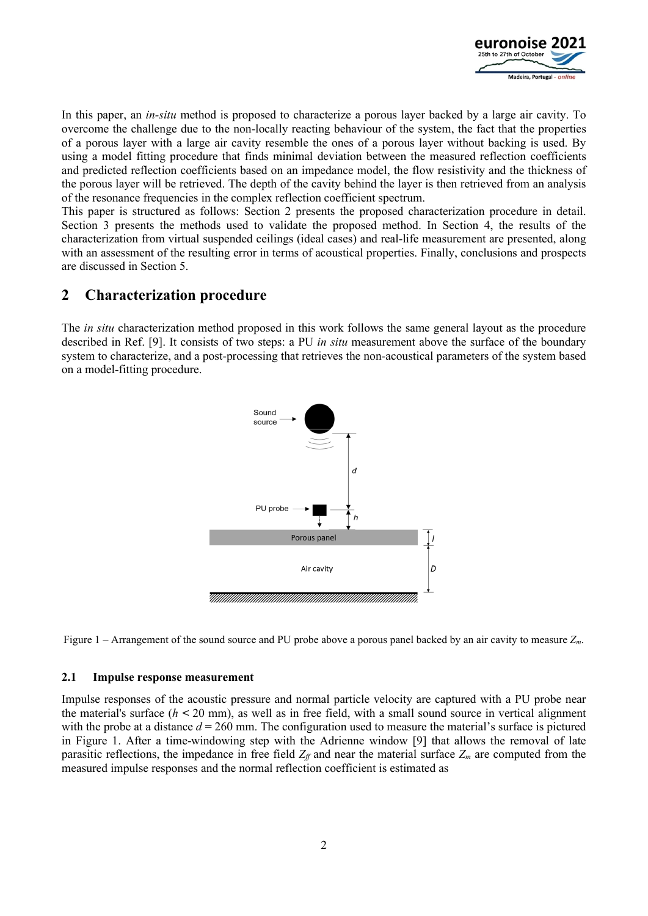In this paper, an *in-situ* method is proposed to characterize a porous layer backed by a large air cavity. To overcome the challenge due to the non-locally reacting behaviour of the system, the fact that the properties of a porous layer with a large air cavity resemble the ones of a porous layer without backing is used. By using a model fitting procedure that finds minimal deviation between the measured reflection coefficients and predicted reflection coefficients based on an impedance model, the flow resistivity and the thickness of the porous layer will be retrieved. The depth of the cavity behind the layer is then retrieved from an analysis of the resonance frequencies in the complex reflection coefficient spectrum.

This paper is structured as follows: Section 2 presents the proposed characterization procedure in detail. Section 3 presents the methods used to validate the proposed method. In Section 4, the results of the characterization from virtual suspended ceilings (ideal cases) and real-life measurement are presented, along with an assessment of the resulting error in terms of acoustical properties. Finally, conclusions and prospects are discussed in Section 5.

## 2 Characterization procedure

The *in situ* characterization method proposed in this work follows the same general layout as the procedure described in Ref. [9]. It consists of two steps: a PU *in situ* measurement above the surface of the boundary system to characterize, and a post-processing that retrieves the non-acoustical parameters of the system based on a model-fitting procedure.

Figure 1 – Arrangement of the sound source and PU probe above a porous panel backed by an air cavity to measure $Z_m$.

### 2.1 Impulse response measurement

Impulse responses of the acoustic pressure and normal particle velocity are captured with a PU probe near the material's surface ($h$ < 20 mm), as well as in free field, with a small sound source in vertical alignment with the probe at a distance $d$ = 260 mm. The configuration used to measure the material's surface is pictured in Figure 1. After a time-windowing step with the Adrienne window [9] that allows the removal of late parasitic reflections, the impedance in free field $Z_{ff}$ and near the material surface $Z_m$ are computed from the measured impulse responses and the normal reflection coefficient is estimated as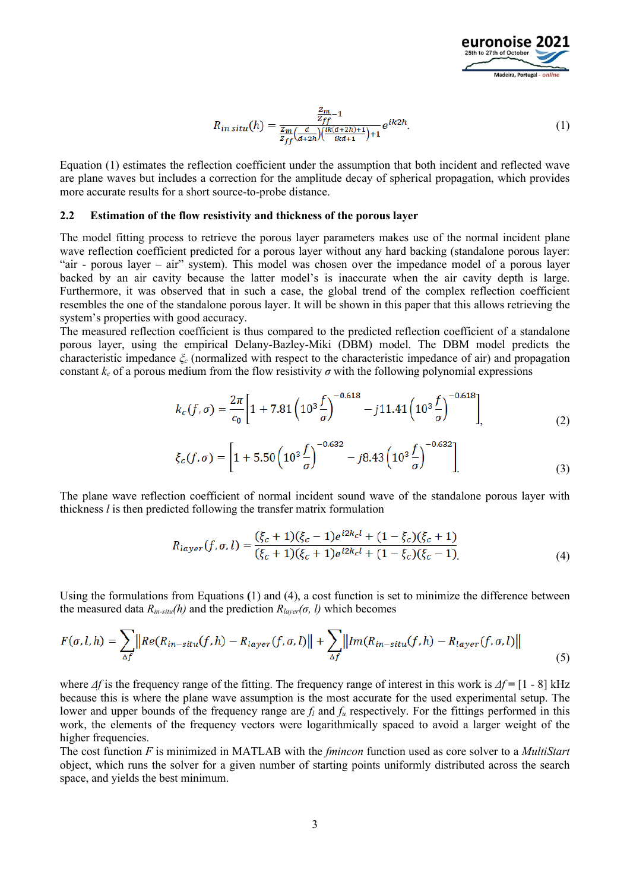$$R_{in\,situ}(h) = \frac{\frac{Z_m}{Z_{ff}} - 1}{\frac{Z_m}{Z_{ff}}\left(\frac{d}{d+2h}\right)\left(\frac{ik(d+2h)+1}{ikd+1}\right)+1} e^{ik2h}. \tag{1}$$

Equation (1) estimates the reflection coefficient under the assumption that both incident and reflected wave are plane waves but includes a correction for the amplitude decay of spherical propagation, which provides more accurate results for a short source-to-probe distance.

### 2.2 Estimation of the flow resistivity and thickness of the porous layer

The model fitting process to retrieve the porous layer parameters makes use of the normal incident plane wave reflection coefficient predicted for a porous layer without any hard backing (standalone porous layer: "air - porous layer – air" system). This model was chosen over the impedance model of a porous layer backed by an air cavity because the latter model's is inaccurate when the air cavity depth is large. Furthermore, it was observed that in such a case, the global trend of the complex reflection coefficient resembles the one of the standalone porous layer. It will be shown in this paper that this allows retrieving the system's properties with good accuracy.

The measured reflection coefficient is thus compared to the predicted reflection coefficient of a standalone porous layer, using the empirical Delany-Bazley-Miki (DBM) model. The DBM model predicts the characteristic impedance $\xi_c$ (normalized with respect to the characteristic impedance of air) and propagation constant $k_c$ of a porous medium from the flow resistivity $\sigma$ with the following polynomial expressions

$$k_c(f,\sigma) = \frac{2\pi}{c_0}\left[1 + 7.81\left(10^3\frac{f}{\sigma}\right)^{-0.618} - j11.41\left(10^3\frac{f}{\sigma}\right)^{-0.618}\right], \tag{2}$$

$$\xi_c(f,\sigma) = \left[1 + 5.50\left(10^3\frac{f}{\sigma}\right)^{-0.632} - j8.43\left(10^3\frac{f}{\sigma}\right)^{-0.632}\right]. \tag{3}$$

The plane wave reflection coefficient of normal incident sound wave of the standalone porous layer with thickness $l$ is then predicted following the transfer matrix formulation

$$R_{layer}(f,\sigma,l) = \frac{(\xi_c+1)(\xi_c-1)e^{i2k_c l} + (1-\xi_c)(\xi_c+1)}{(\xi_c+1)(\xi_c+1)e^{i2k_c l} + (1-\xi_c)(\xi_c-1)}. \tag{4}$$

Using the formulations from Equations **(**1) and (4), a cost function is set to minimize the difference between the measured data $R_{in\text{-}situ}(h)$ and the prediction $R_{layer}(\sigma, l)$ which becomes

$$F(\sigma,l,h) = \sum_{\Delta f}\left\|Re\left(R_{in-situ}(f,h) - R_{layer}(f,\sigma,l)\right\| + \sum_{\Delta f}\left\|Im\left(R_{in-situ}(f,h) - R_{layer}(f,\sigma,l)\right\|\right.\right. \tag{5}$$

where $\Delta f$ is the frequency range of the fitting. The frequency range of interest in this work is $\Delta f$ = [1 - 8] kHz because this is where the plane wave assumption is the most accurate for the used experimental setup. The lower and upper bounds of the frequency range are $f_l$ and $f_u$ respectively. For the fittings performed in this work, the elements of the frequency vectors were logarithmically spaced to avoid a larger weight of the higher frequencies.

The cost function $F$ is minimized in MATLAB with the *fmincon* function used as core solver to a *MultiStart* object, which runs the solver for a given number of starting points uniformly distributed across the search space, and yields the best minimum.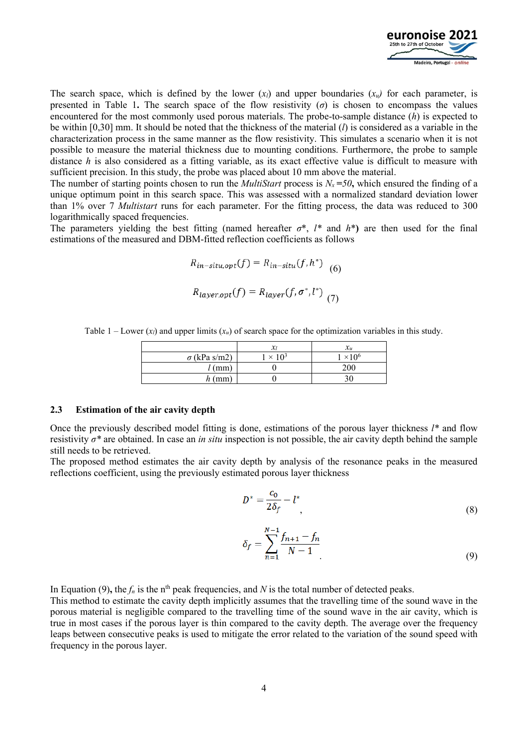The search space, which is defined by the lower ($x_l$) and upper boundaries ($x_u$) for each parameter, is presented in Table 1**.** The search space of the flow resistivity ($\sigma$) is chosen to encompass the values encountered for the most commonly used porous materials. The probe-to-sample distance ($h$) is expected to be within [0,30] mm. It should be noted that the thickness of the material ($l$) is considered as a variable in the characterization process in the same manner as the flow resistivity. This simulates a scenario when it is not possible to measure the material thickness due to mounting conditions. Furthermore, the probe to sample distance $h$ is also considered as a fitting variable, as its exact effective value is difficult to measure with sufficient precision. In this study, the probe was placed about 10 mm above the material.
The number of starting points chosen to run the *MultiStart* process is $N_s$ *=50***,** which ensured the finding of a unique optimum point in this search space. This was assessed with a normalized standard deviation lower than 1% over 7 *Multistart* runs for each parameter. For the fitting process, the data was reduced to 300 logarithmically spaced frequencies.
The parameters yielding the best fitting (named hereafter $\sigma^*$, $l^*$ and $h^*$**)** are then used for the final estimations of the measured and DBM-fitted reflection coefficients as follows

$$R_{in-situ,opt}(f) = R_{in-situ}(f, h^*) \quad (6)$$

$$R_{layer,opt}(f) = R_{layer}(f, \sigma^*, l^*) \quad (7)$$

Table 1 – Lower ($x_l$) and upper limits ($x_u$) of search space for the optimization variables in this study.

| | $x_l$ | $x_u$ |
|---:|:---:|:---:|
| $\sigma$ (kPa s/m2) | $1 \times 10^3$ | $1 \times 10^6$ |
| $l$ (mm) | 0 | 200 |
| $h$ (mm) | 0 | 30 |

### 2.3 Estimation of the air cavity depth

Once the previously described model fitting is done, estimations of the porous layer thickness $l^*$ and flow resistivity $\sigma^*$ are obtained. In case an *in situ* inspection is not possible, the air cavity depth behind the sample still needs to be retrieved.
The proposed method estimates the air cavity depth by analysis of the resonance peaks in the measured reflections coefficient, using the previously estimated porous layer thickness

$$D^* = \frac{c_0}{2\delta_f} - l^*, \quad (8)$$

$$\delta_f = \sum_{n=1}^{N-1} \frac{f_{n+1} - f_n}{N-1}. \quad (9)$$

In Equation (9)**,** the $f_n$ is the n[th] peak frequencies, and $N$ is the total number of detected peaks.
This method to estimate the cavity depth implicitly assumes that the travelling time of the sound wave in the porous material is negligible compared to the travelling time of the sound wave in the air cavity, which is true in most cases if the porous layer is thin compared to the cavity depth. The average over the frequency leaps between consecutive peaks is used to mitigate the error related to the variation of the sound speed with frequency in the porous layer.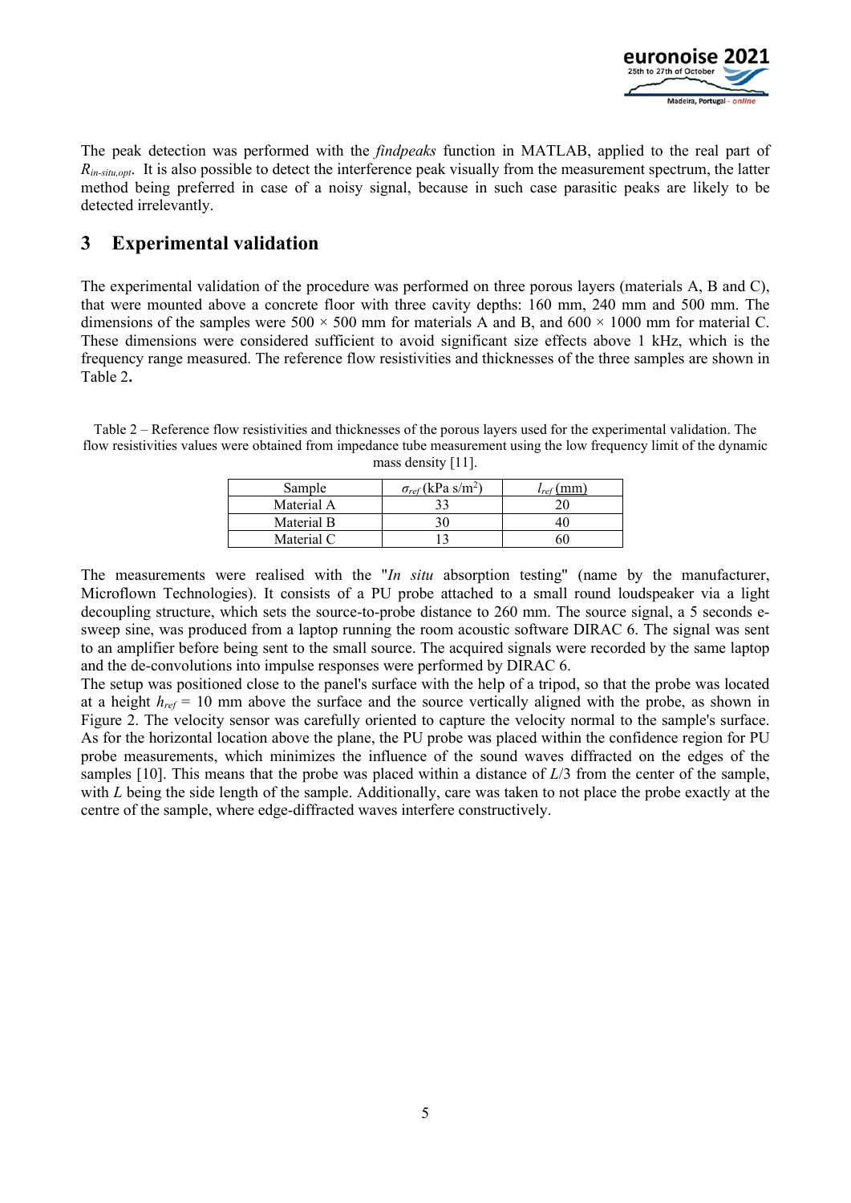The peak detection was performed with the *findpeaks* function in MATLAB, applied to the real part of $R_{in\text{-}situ,opt}$. It is also possible to detect the interference peak visually from the measurement spectrum, the latter method being preferred in case of a noisy signal, because in such case parasitic peaks are likely to be detected irrelevantly.

## 3 Experimental validation

The experimental validation of the procedure was performed on three porous layers (materials A, B and C), that were mounted above a concrete floor with three cavity depths: 160 mm, 240 mm and 500 mm. The dimensions of the samples were 500 × 500 mm for materials A and B, and 600 × 1000 mm for material C. These dimensions were considered sufficient to avoid significant size effects above 1 kHz, which is the frequency range measured. The reference flow resistivities and thicknesses of the three samples are shown in Table 2**.**

Table 2 – Reference flow resistivities and thicknesses of the porous layers used for the experimental validation. The flow resistivities values were obtained from impedance tube measurement using the low frequency limit of the dynamic mass density [11].

| Sample | $\sigma_{ref}$ (kPa s/m$^2$) | $l_{ref}$ (mm) |
|---|---|---|
| Material A | 33 | 20 |
| Material B | 30 | 40 |
| Material C | 13 | 60 |

The measurements were realised with the "*In situ* absorption testing" (name by the manufacturer, Microflown Technologies). It consists of a PU probe attached to a small round loudspeaker via a light decoupling structure, which sets the source-to-probe distance to 260 mm. The source signal, a 5 seconds e-sweep sine, was produced from a laptop running the room acoustic software DIRAC 6. The signal was sent to an amplifier before being sent to the small source. The acquired signals were recorded by the same laptop and the de-convolutions into impulse responses were performed by DIRAC 6.

The setup was positioned close to the panel's surface with the help of a tripod, so that the probe was located at a height $h_{ref}$ = 10 mm above the surface and the source vertically aligned with the probe, as shown in Figure 2. The velocity sensor was carefully oriented to capture the velocity normal to the sample's surface. As for the horizontal location above the plane, the PU probe was placed within the confidence region for PU probe measurements, which minimizes the influence of the sound waves diffracted on the edges of the samples [10]. This means that the probe was placed within a distance of $L$/3 from the center of the sample, with $L$ being the side length of the sample. Additionally, care was taken to not place the probe exactly at the centre of the sample, where edge-diffracted waves interfere constructively.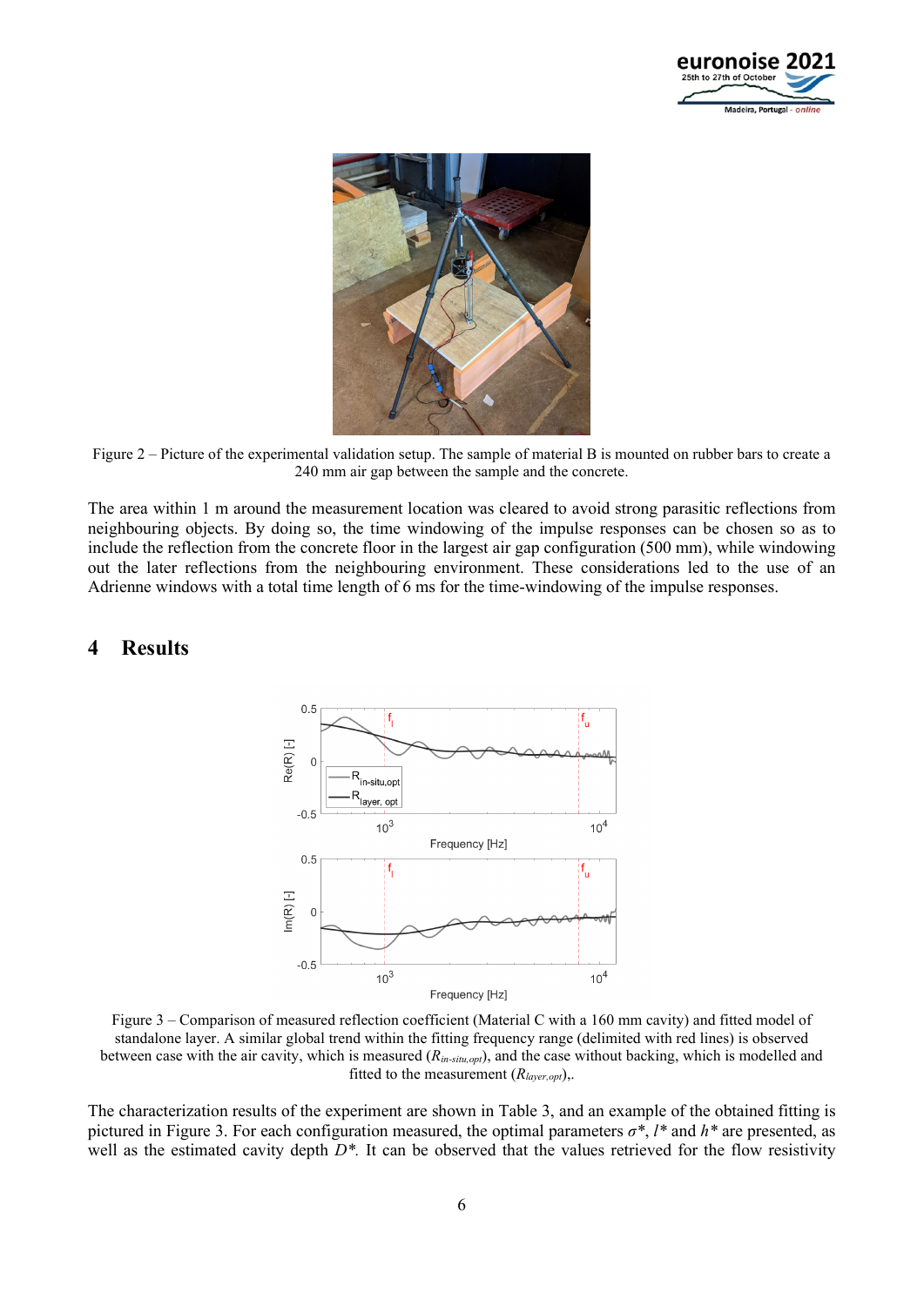Figure 2 – Picture of the experimental validation setup. The sample of material B is mounted on rubber bars to create a 240 mm air gap between the sample and the concrete.

The area within 1 m around the measurement location was cleared to avoid strong parasitic reflections from neighbouring objects. By doing so, the time windowing of the impulse responses can be chosen so as to include the reflection from the concrete floor in the largest air gap configuration (500 mm), while windowing out the later reflections from the neighbouring environment. These considerations led to the use of an Adrienne windows with a total time length of 6 ms for the time-windowing of the impulse responses.

## 4 Results

Figure 3 – Comparison of measured reflection coefficient (Material C with a 160 mm cavity) and fitted model of standalone layer. A similar global trend within the fitting frequency range (delimited with red lines) is observed between case with the air cavity, which is measured ($R_{in\text{-}situ,opt}$), and the case without backing, which is modelled and fitted to the measurement ($R_{layer,opt}$),.

The characterization results of the experiment are shown in Table 3, and an example of the obtained fitting is pictured in Figure 3. For each configuration measured, the optimal parameters $\sigma^*$, $l^*$ and $h^*$ are presented, as well as the estimated cavity depth $D^*$. It can be observed that the values retrieved for the flow resistivity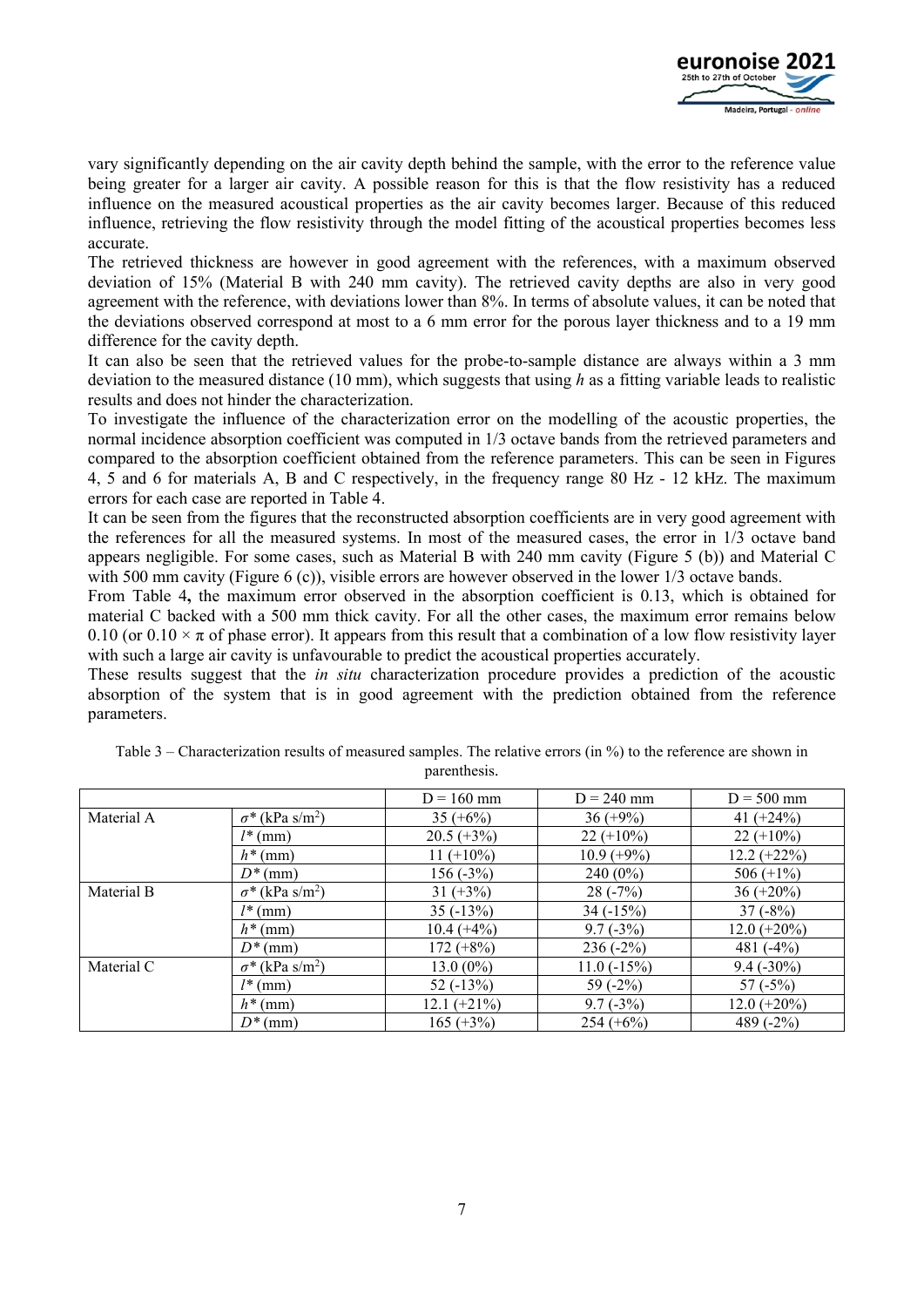vary significantly depending on the air cavity depth behind the sample, with the error to the reference value being greater for a larger air cavity. A possible reason for this is that the flow resistivity has a reduced influence on the measured acoustical properties as the air cavity becomes larger. Because of this reduced influence, retrieving the flow resistivity through the model fitting of the acoustical properties becomes less accurate.

The retrieved thickness are however in good agreement with the references, with a maximum observed deviation of 15% (Material B with 240 mm cavity). The retrieved cavity depths are also in very good agreement with the reference, with deviations lower than 8%. In terms of absolute values, it can be noted that the deviations observed correspond at most to a 6 mm error for the porous layer thickness and to a 19 mm difference for the cavity depth.

It can also be seen that the retrieved values for the probe-to-sample distance are always within a 3 mm deviation to the measured distance (10 mm), which suggests that using $h$ as a fitting variable leads to realistic results and does not hinder the characterization.

To investigate the influence of the characterization error on the modelling of the acoustic properties, the normal incidence absorption coefficient was computed in 1/3 octave bands from the retrieved parameters and compared to the absorption coefficient obtained from the reference parameters. This can be seen in Figures 4, 5 and 6 for materials A, B and C respectively, in the frequency range 80 Hz - 12 kHz. The maximum errors for each case are reported in Table 4.

It can be seen from the figures that the reconstructed absorption coefficients are in very good agreement with the references for all the measured systems. In most of the measured cases, the error in 1/3 octave band appears negligible. For some cases, such as Material B with 240 mm cavity (Figure 5 (b)) and Material C with 500 mm cavity (Figure 6 (c)), visible errors are however observed in the lower 1/3 octave bands.

From Table 4**,** the maximum error observed in the absorption coefficient is 0.13, which is obtained for material C backed with a 500 mm thick cavity. For all the other cases, the maximum error remains below 0.10 (or $0.10 \times \pi$ of phase error). It appears from this result that a combination of a low flow resistivity layer with such a large air cavity is unfavourable to predict the acoustical properties accurately.

These results suggest that the *in situ* characterization procedure provides a prediction of the acoustic absorption of the system that is in good agreement with the prediction obtained from the reference parameters.

Table 3 – Characterization results of measured samples. The relative errors (in %) to the reference are shown in parenthesis.

| | | D = 160 mm | D = 240 mm | D = 500 mm |
|---|---|---|---|---|
| Material A | $\sigma^*$ (kPa s/m$^2$) | 35 (+6%) | 36 (+9%) | 41 (+24%) |
| | $l^*$ (mm) | 20.5 (+3%) | 22 (+10%) | 22 (+10%) |
| | $h^*$ (mm) | 11 (+10%) | 10.9 (+9%) | 12.2 (+22%) |
| | $D^*$ (mm) | 156 (-3%) | 240 (0%) | 506 (+1%) |
| Material B | $\sigma^*$ (kPa s/m$^2$) | 31 (+3%) | 28 (-7%) | 36 (+20%) |
| | $l^*$ (mm) | 35 (-13%) | 34 (-15%) | 37 (-8%) |
| | $h^*$ (mm) | 10.4 (+4%) | 9.7 (-3%) | 12.0 (+20%) |
| | $D^*$ (mm) | 172 (+8%) | 236 (-2%) | 481 (-4%) |
| Material C | $\sigma^*$ (kPa s/m$^2$) | 13.0 (0%) | 11.0 (-15%) | 9.4 (-30%) |
| | $l^*$ (mm) | 52 (-13%) | 59 (-2%) | 57 (-5%) |
| | $h^*$ (mm) | 12.1 (+21%) | 9.7 (-3%) | 12.0 (+20%) |
| | $D^*$ (mm) | 165 (+3%) | 254 (+6%) | 489 (-2%) |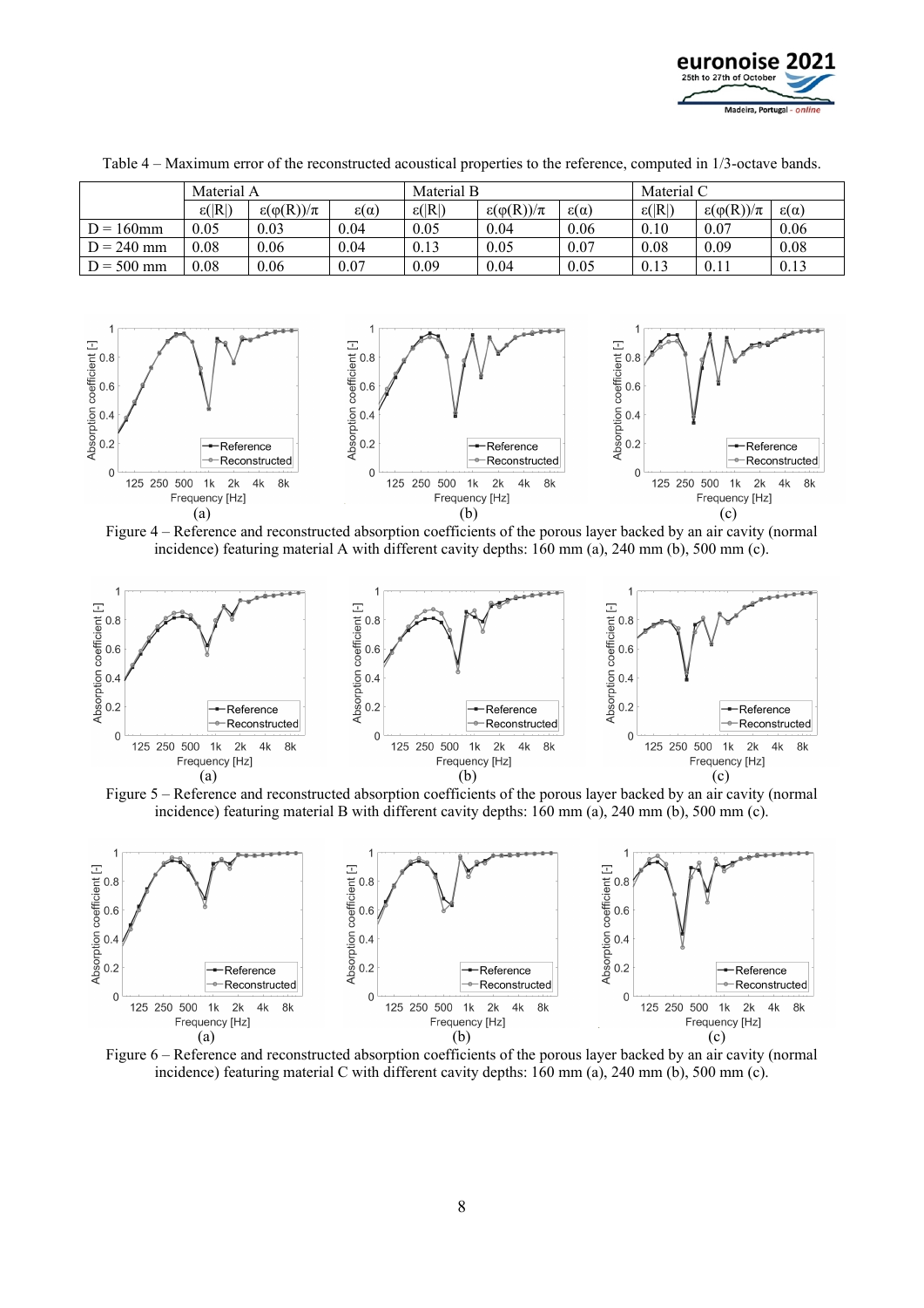Table 4 – Maximum error of the reconstructed acoustical properties to the reference, computed in 1/3-octave bands.

| | Material A | | | Material B | | | Material C | | |
|---|---|---|---|---|---|---|---|---|---|
| | $\varepsilon(\|R\|)$ | $\varepsilon(\varphi(R))/\pi$ | $\varepsilon(\alpha)$ | $\varepsilon(\|R\|)$ | $\varepsilon(\varphi(R))/\pi$ | $\varepsilon(\alpha)$ | $\varepsilon(\|R\|)$ | $\varepsilon(\varphi(R))/\pi$ | $\varepsilon(\alpha)$ |
| D = 160mm | 0.05 | 0.03 | 0.04 | 0.05 | 0.04 | 0.06 | 0.10 | 0.07 | 0.06 |
| D = 240 mm | 0.08 | 0.06 | 0.04 | 0.13 | 0.05 | 0.07 | 0.08 | 0.09 | 0.08 |
| D = 500 mm | 0.08 | 0.06 | 0.07 | 0.09 | 0.04 | 0.05 | 0.13 | 0.11 | 0.13 |

Figure 4 – Reference and reconstructed absorption coefficients of the porous layer backed by an air cavity (normal incidence) featuring material A with different cavity depths: 160 mm (a), 240 mm (b), 500 mm (c).

Figure 5 – Reference and reconstructed absorption coefficients of the porous layer backed by an air cavity (normal incidence) featuring material B with different cavity depths: 160 mm (a), 240 mm (b), 500 mm (c).

Figure 6 – Reference and reconstructed absorption coefficients of the porous layer backed by an air cavity (normal incidence) featuring material C with different cavity depths: 160 mm (a), 240 mm (b), 500 mm (c).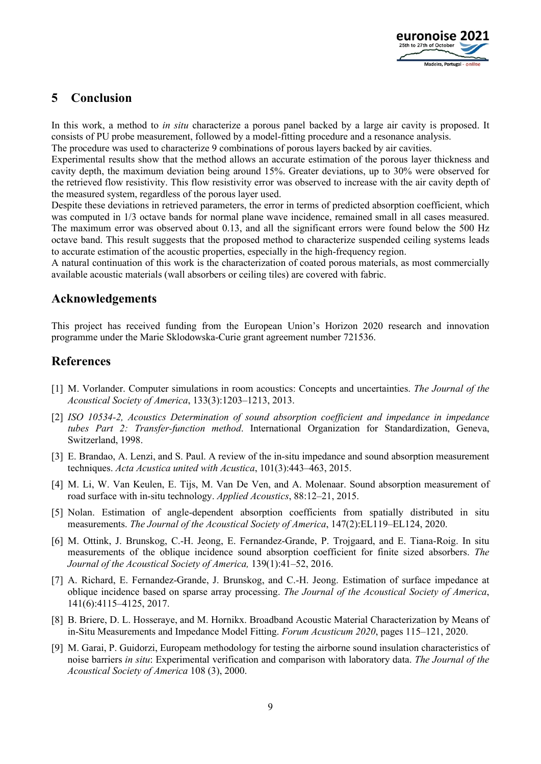## 5 Conclusion

In this work, a method to *in situ* characterize a porous panel backed by a large air cavity is proposed. It consists of PU probe measurement, followed by a model-fitting procedure and a resonance analysis.
The procedure was used to characterize 9 combinations of porous layers backed by air cavities.
Experimental results show that the method allows an accurate estimation of the porous layer thickness and cavity depth, the maximum deviation being around 15%. Greater deviations, up to 30% were observed for the retrieved flow resistivity. This flow resistivity error was observed to increase with the air cavity depth of the measured system, regardless of the porous layer used.
Despite these deviations in retrieved parameters, the error in terms of predicted absorption coefficient, which was computed in 1/3 octave bands for normal plane wave incidence, remained small in all cases measured. The maximum error was observed about 0.13, and all the significant errors were found below the 500 Hz octave band. This result suggests that the proposed method to characterize suspended ceiling systems leads to accurate estimation of the acoustic properties, especially in the high-frequency region.
A natural continuation of this work is the characterization of coated porous materials, as most commercially available acoustic materials (wall absorbers or ceiling tiles) are covered with fabric.

## Acknowledgements

This project has received funding from the European Union's Horizon 2020 research and innovation programme under the Marie Sklodowska-Curie grant agreement number 721536.

## References

[1] M. Vorlander. Computer simulations in room acoustics: Concepts and uncertainties. *The Journal of the Acoustical Society of America*, 133(3):1203–1213, 2013.

[2] *ISO 10534-2, Acoustics Determination of sound absorption coefficient and impedance in impedance tubes Part 2: Transfer-function method*. International Organization for Standardization, Geneva, Switzerland, 1998.

[3] E. Brandao, A. Lenzi, and S. Paul. A review of the in-situ impedance and sound absorption measurement techniques. *Acta Acustica united with Acustica*, 101(3):443–463, 2015.

[4] M. Li, W. Van Keulen, E. Tijs, M. Van De Ven, and A. Molenaar. Sound absorption measurement of road surface with in-situ technology. *Applied Acoustics*, 88:12–21, 2015.

[5] Nolan. Estimation of angle-dependent absorption coefficients from spatially distributed in situ measurements. *The Journal of the Acoustical Society of America*, 147(2):EL119–EL124, 2020.

[6] M. Ottink, J. Brunskog, C.-H. Jeong, E. Fernandez-Grande, P. Trojgaard, and E. Tiana-Roig. In situ measurements of the oblique incidence sound absorption coefficient for finite sized absorbers. *The Journal of the Acoustical Society of America,* 139(1):41–52, 2016.

[7] A. Richard, E. Fernandez-Grande, J. Brunskog, and C.-H. Jeong. Estimation of surface impedance at oblique incidence based on sparse array processing. *The Journal of the Acoustical Society of America*, 141(6):4115–4125, 2017.

[8] B. Briere, D. L. Hosseraye, and M. Hornikx. Broadband Acoustic Material Characterization by Means of in-Situ Measurements and Impedance Model Fitting. *Forum Acusticum 2020*, pages 115–121, 2020.

[9] M. Garai, P. Guidorzi, Europeam methodology for testing the airborne sound insulation characteristics of noise barriers *in situ*: Experimental verification and comparison with laboratory data. *The Journal of the Acoustical Society of America* 108 (3), 2000.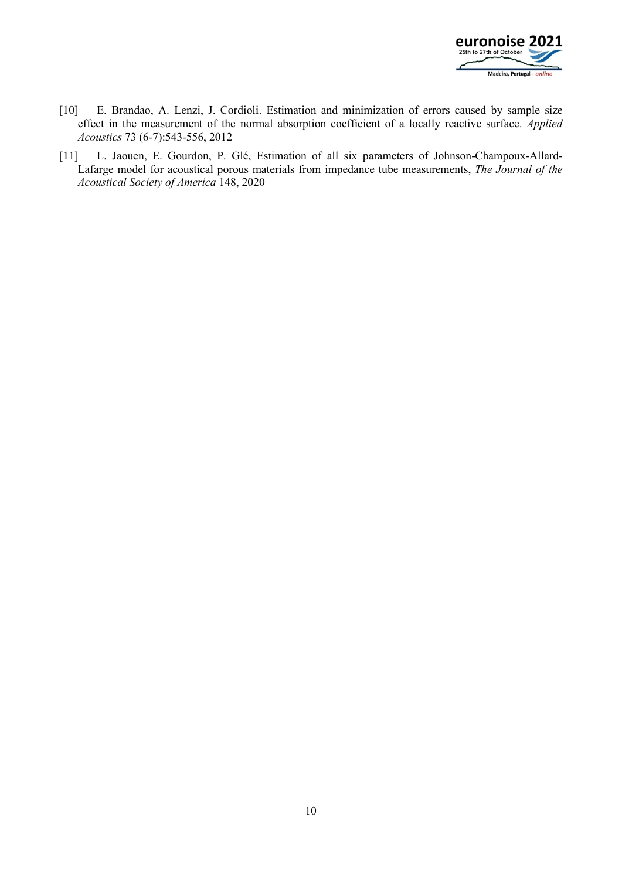[10] E. Brandao, A. Lenzi, J. Cordioli. Estimation and minimization of errors caused by sample size effect in the measurement of the normal absorption coefficient of a locally reactive surface. *Applied Acoustics* 73 (6-7):543-556, 2012

[11] L. Jaouen, E. Gourdon, P. Glé, Estimation of all six parameters of Johnson-Champoux-Allard-Lafarge model for acoustical porous materials from impedance tube measurements, *The Journal of the Acoustical Society of America* 148, 2020